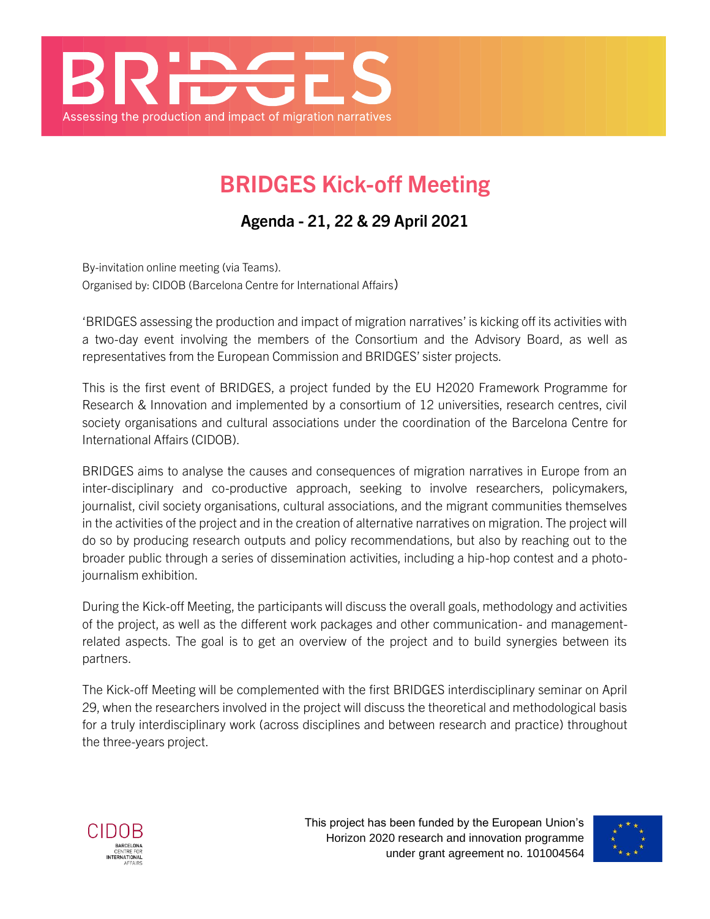# BRIDGES

Assessing the production and impact of migration narratives

## BRIDGES Kick-off Meeting

### Agenda - 21, 22 & 29 April 2021

By-invitation online meeting (via Teams).
Organised by: CIDOB (Barcelona Centre for International Affairs)

'BRIDGES assessing the production and impact of migration narratives' is kicking off its activities with a two-day event involving the members of the Consortium and the Advisory Board, as well as representatives from the European Commission and BRIDGES' sister projects.

This is the first event of BRIDGES, a project funded by the EU H2020 Framework Programme for Research & Innovation and implemented by a consortium of 12 universities, research centres, civil society organisations and cultural associations under the coordination of the Barcelona Centre for International Affairs (CIDOB).

BRIDGES aims to analyse the causes and consequences of migration narratives in Europe from an inter-disciplinary and co-productive approach, seeking to involve researchers, policymakers, journalist, civil society organisations, cultural associations, and the migrant communities themselves in the activities of the project and in the creation of alternative narratives on migration. The project will do so by producing research outputs and policy recommendations, but also by reaching out to the broader public through a series of dissemination activities, including a hip-hop contest and a photo-journalism exhibition.

During the Kick-off Meeting, the participants will discuss the overall goals, methodology and activities of the project, as well as the different work packages and other communication- and management-related aspects. The goal is to get an overview of the project and to build synergies between its partners.

The Kick-off Meeting will be complemented with the first BRIDGES interdisciplinary seminar on April 29, when the researchers involved in the project will discuss the theoretical and methodological basis for a truly interdisciplinary work (across disciplines and between research and practice) throughout the three-years project.

CIDOB
BARCELONA CENTRE FOR INTERNATIONAL AFFAIRS

This project has been funded by the European Union's Horizon 2020 research and innovation programme under grant agreement no. 101004564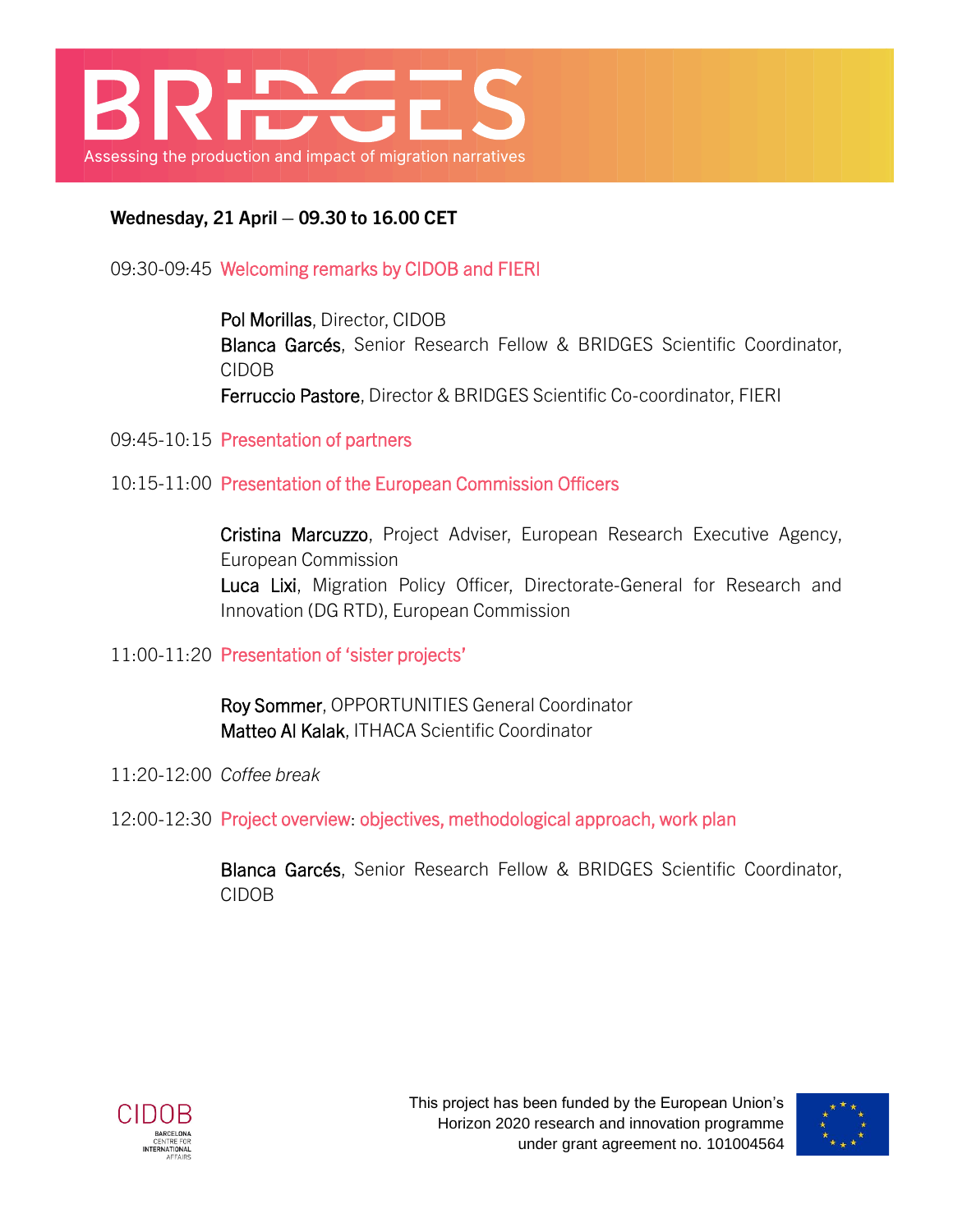# BRIDGES

Assessing the production and impact of migration narratives

**Wednesday, 21 April – 09.30 to 16.00 CET**

09:30-09:45 Welcoming remarks by CIDOB and FIERI

**Pol Morillas**, Director, CIDOB
**Blanca Garcés**, Senior Research Fellow & BRIDGES Scientific Coordinator, CIDOB
**Ferruccio Pastore**, Director & BRIDGES Scientific Co-coordinator, FIERI

09:45-10:15 Presentation of partners

10:15-11:00 Presentation of the European Commission Officers

**Cristina Marcuzzo**, Project Adviser, European Research Executive Agency, European Commission
**Luca Lixi**, Migration Policy Officer, Directorate-General for Research and Innovation (DG RTD), European Commission

11:00-11:20 Presentation of 'sister projects'

**Roy Sommer**, OPPORTUNITIES General Coordinator
**Matteo Al Kalak**, ITHACA Scientific Coordinator

11:20-12:00 *Coffee break*

12:00-12:30 Project overview: objectives, methodological approach, work plan

**Blanca Garcés**, Senior Research Fellow & BRIDGES Scientific Coordinator, CIDOB

CIDOB BARCELONA CENTRE FOR INTERNATIONAL AFFAIRS

This project has been funded by the European Union's Horizon 2020 research and innovation programme under grant agreement no. 101004564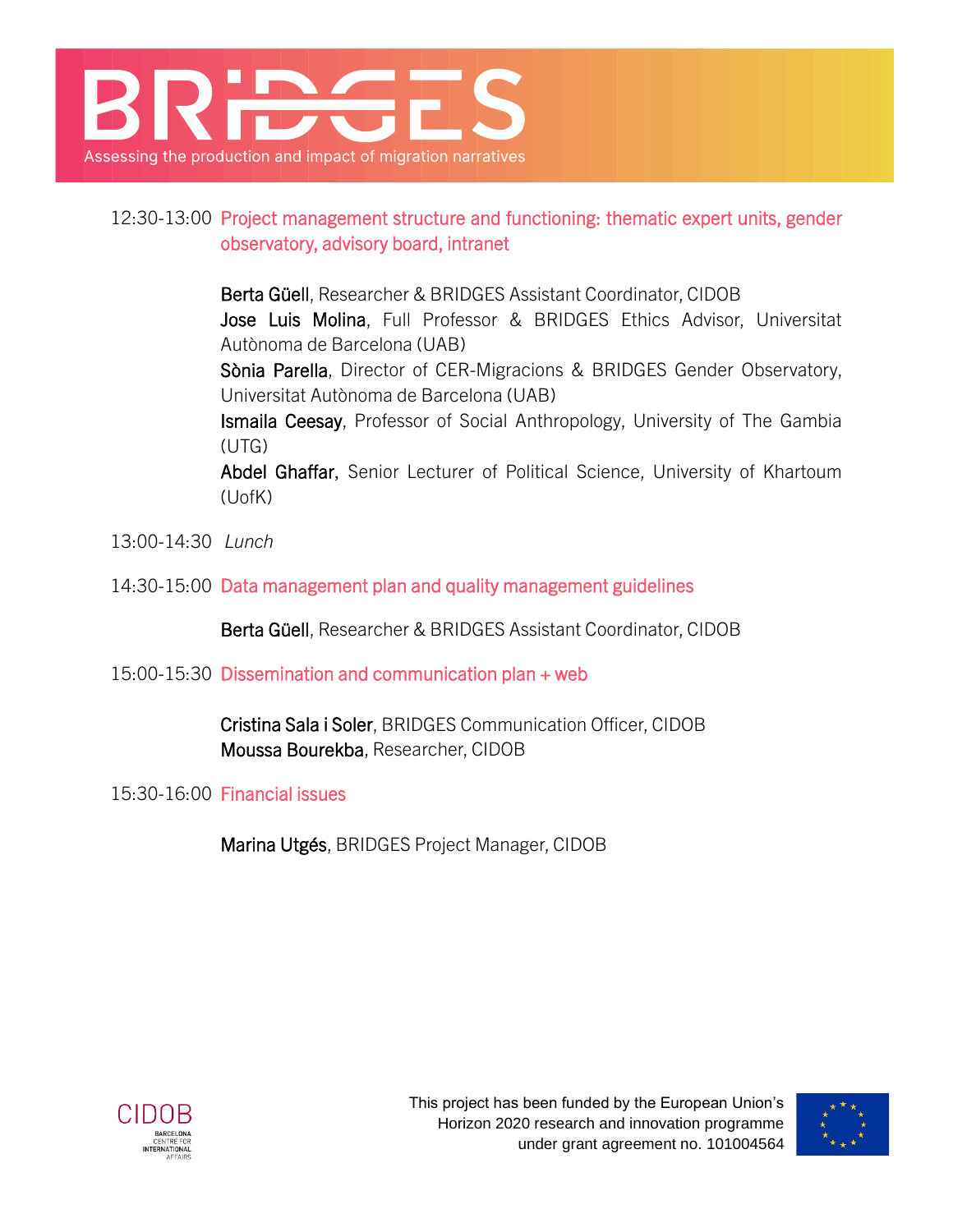12:30-13:00 **Project management structure and functioning: thematic expert units, gender observatory, advisory board, intranet**

**Berta Güell**, Researcher & BRIDGES Assistant Coordinator, CIDOB
**Jose Luis Molina**, Full Professor & BRIDGES Ethics Advisor, Universitat Autònoma de Barcelona (UAB)
**Sònia Parella**, Director of CER-Migracions & BRIDGES Gender Observatory, Universitat Autònoma de Barcelona (UAB)
**Ismaila Ceesay**, Professor of Social Anthropology, University of The Gambia (UTG)
**Abdel Ghaffar**, Senior Lecturer of Political Science, University of Khartoum (UofK)

13:00-14:30 *Lunch*

14:30-15:00 **Data management plan and quality management guidelines**

**Berta Güell**, Researcher & BRIDGES Assistant Coordinator, CIDOB

15:00-15:30 **Dissemination and communication plan + web**

**Cristina Sala i Soler**, BRIDGES Communication Officer, CIDOB
**Moussa Bourekba**, Researcher, CIDOB

15:30-16:00 **Financial issues**

**Marina Utgés**, BRIDGES Project Manager, CIDOB

This project has been funded by the European Union's Horizon 2020 research and innovation programme under grant agreement no. 101004564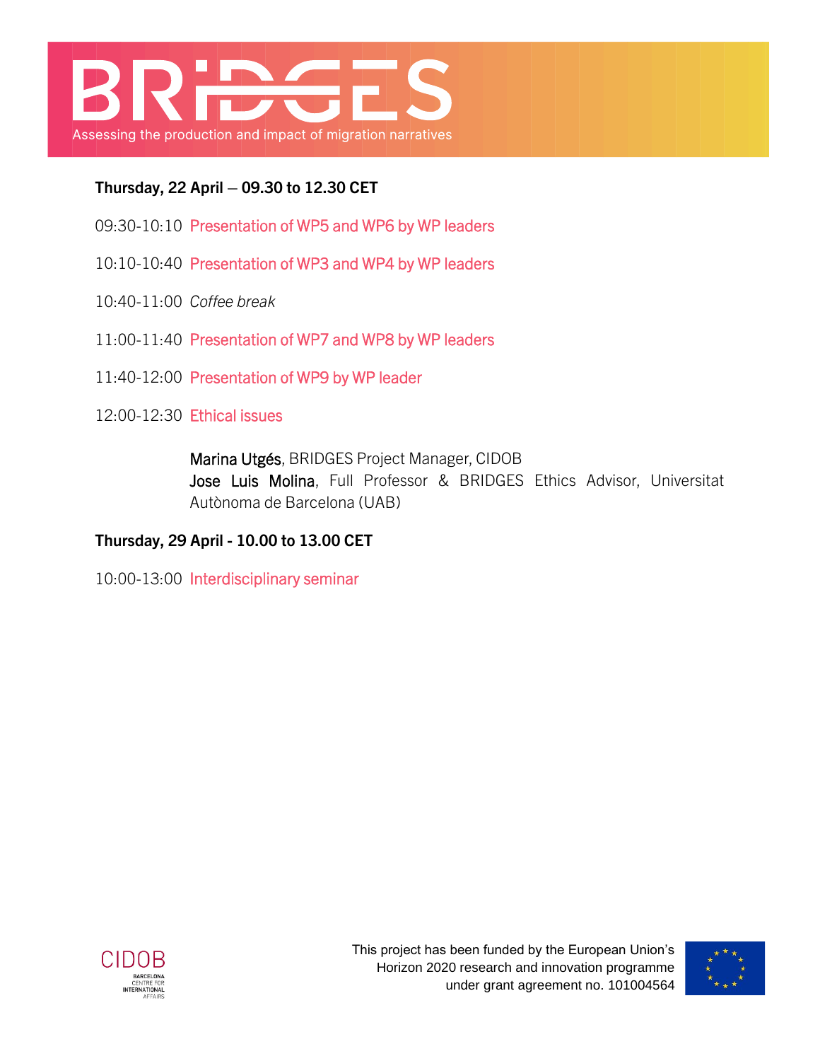**Thursday, 22 April – 09.30 to 12.30 CET**

09:30-10:10 Presentation of WP5 and WP6 by WP leaders

10:10-10:40 Presentation of WP3 and WP4 by WP leaders

10:40-11:00 *Coffee break*

11:00-11:40 Presentation of WP7 and WP8 by WP leaders

11:40-12:00 Presentation of WP9 by WP leader

12:00-12:30 Ethical issues

Marina Utgés, BRIDGES Project Manager, CIDOB
Jose Luis Molina, Full Professor & BRIDGES Ethics Advisor, Universitat Autònoma de Barcelona (UAB)

**Thursday, 29 April - 10.00 to 13.00 CET**

10:00-13:00 Interdisciplinary seminar

This project has been funded by the European Union's Horizon 2020 research and innovation programme under grant agreement no. 101004564